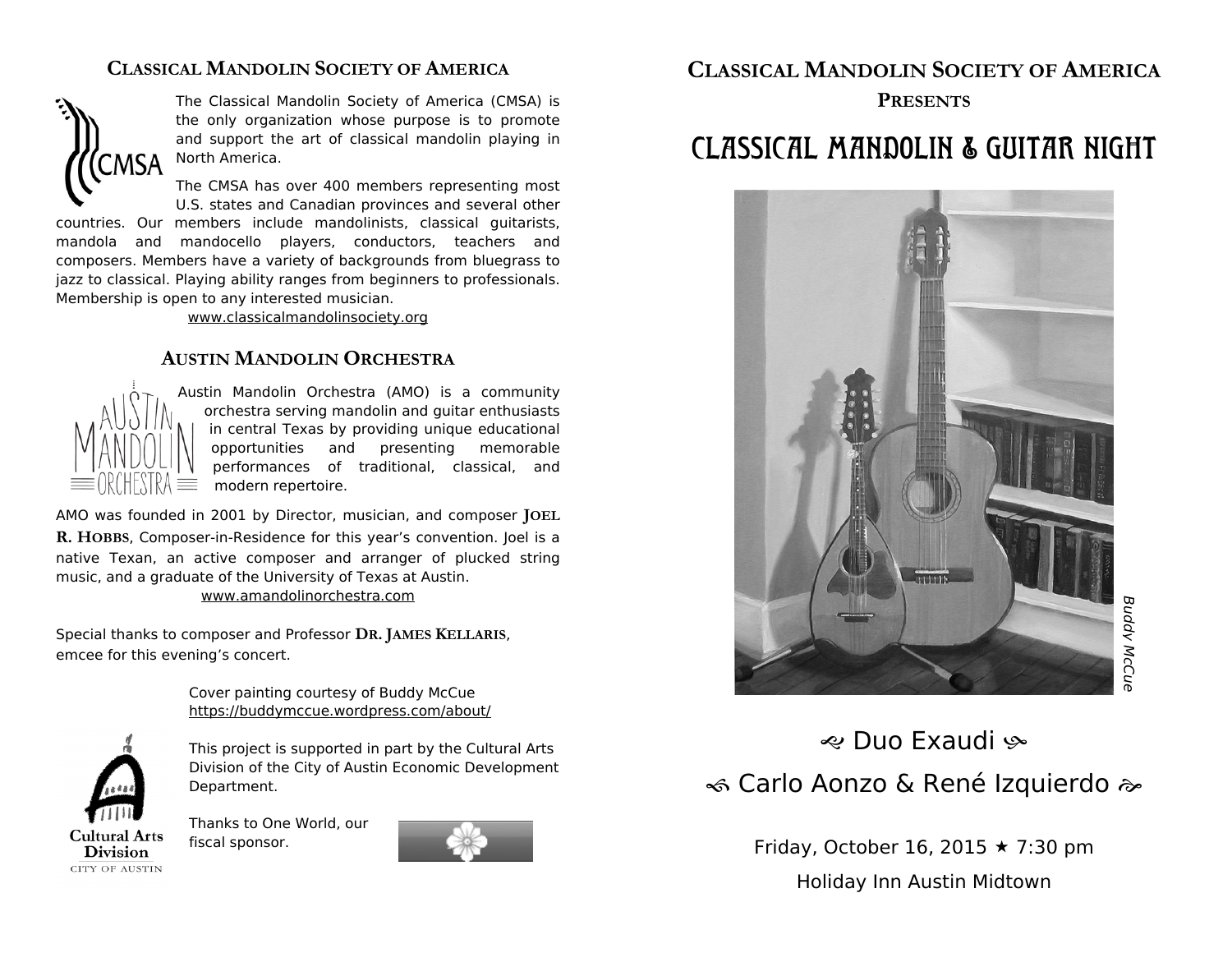## Classical Mandolin Society of America

The Classical Mandolin Society of America (CMSA) is the only organization whose purpose is to promote and support the art of classical mandolin playing in North America.

The CMSA has over 400 members representing most U.S. states and Canadian provinces and several other countries. Our members include mandolinists, classical guitarists, mandola and mandocello players, conductors, teachers and composers. Members have a variety of backgrounds from bluegrass to jazz to classical. Playing ability ranges from beginners to professionals. Membership is open to any interested musician.

www.classicalmandolinsociety.org

## Austin Mandolin Orchestra

Austin Mandolin Orchestra (AMO) is a community orchestra serving mandolin and guitar enthusiasts in central Texas by providing unique educational opportunities and presenting memorable performances of traditional, classical, and modern repertoire.

AMO was founded in 2001 by Director, musician, and composer **Joel R. Hobbs**, Composer-in-Residence for this year's convention. Joel is a native Texan, an active composer and arranger of plucked string music, and a graduate of the University of Texas at Austin.

www.amandolinorchestra.com

Special thanks to composer and Professor **Dr. James Kellaris**, emcee for this evening's concert.

Cover painting courtesy of Buddy McCue
https://buddymccue.wordpress.com/about/

This project is supported in part by the Cultural Arts Division of the City of Austin Economic Development Department.

Cultural Arts Division
CITY OF AUSTIN

Thanks to One World, our fiscal sponsor.

## Classical Mandolin Society of America
### Presents

# Classical Mandolin & Guitar Night

*Buddy McCue*

Duo Exaudi

Carlo Aonzo & René Izquierdo

Friday, October 16, 2015 ★ 7:30 pm

Holiday Inn Austin Midtown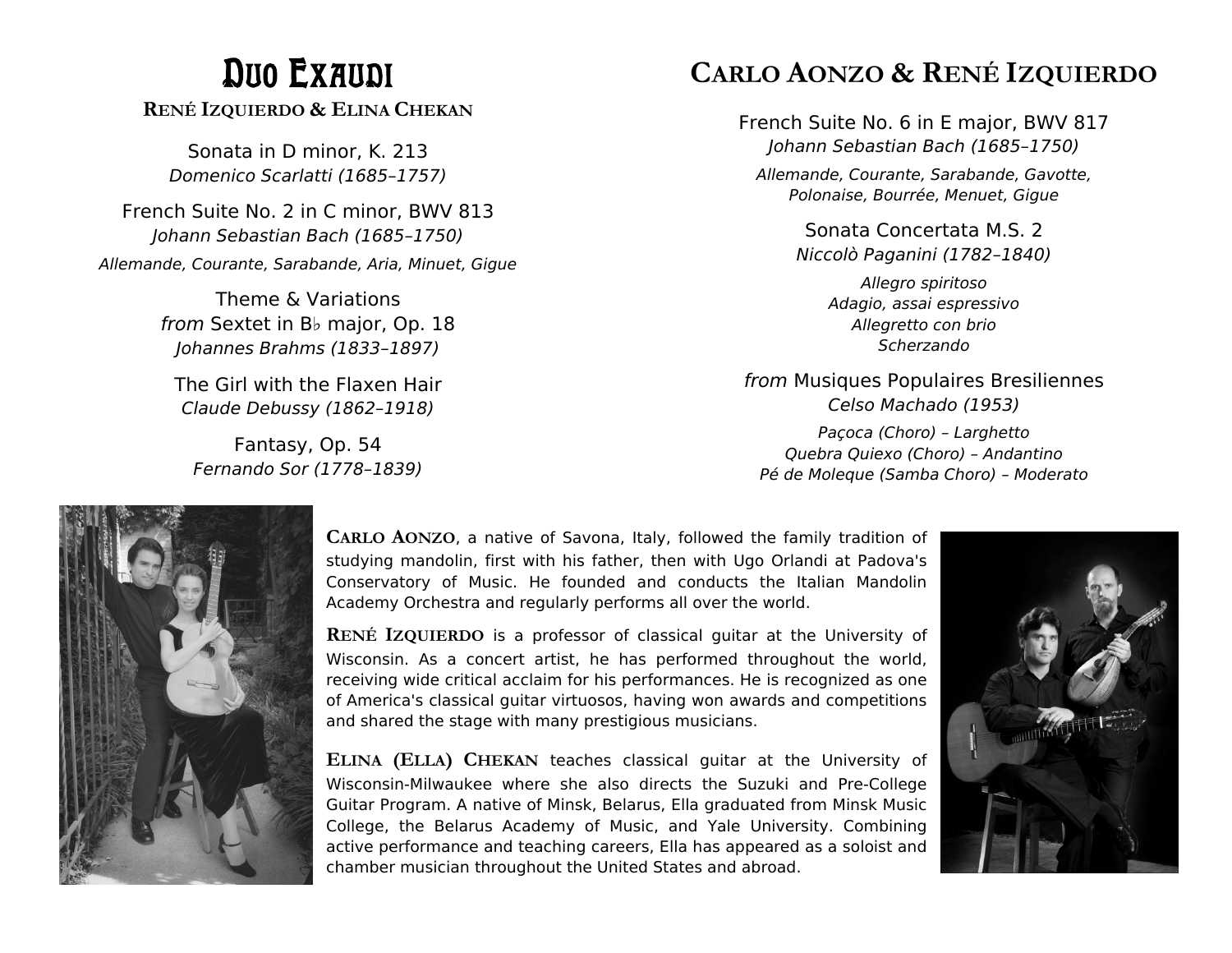# Duo Exaudi

**René Izquierdo & Elina Chekan**

Sonata in D minor, K. 213
*Domenico Scarlatti (1685–1757)*

French Suite No. 2 in C minor, BWV 813
*Johann Sebastian Bach (1685–1750)*
*Allemande, Courante, Sarabande, Aria, Minuet, Gigue*

Theme & Variations
*from* Sextet in B♭ major, Op. 18
*Johannes Brahms (1833–1897)*

The Girl with the Flaxen Hair
*Claude Debussy (1862–1918)*

Fantasy, Op. 54
*Fernando Sor (1778–1839)*

# Carlo Aonzo & René Izquierdo

French Suite No. 6 in E major, BWV 817
*Johann Sebastian Bach (1685–1750)*
*Allemande, Courante, Sarabande, Gavotte, Polonaise, Bourrée, Menuet, Gigue*

Sonata Concertata M.S. 2
*Niccolò Paganini (1782–1840)*
*Allegro spiritoso*
*Adagio, assai espressivo*
*Allegretto con brio*
*Scherzando*

*from* Musiques Populaires Bresiliennes
*Celso Machado (1953)*
*Paçoca (Choro) – Larghetto*
*Quebra Quiexo (Choro) – Andantino*
*Pé de Moleque (Samba Choro) – Moderato*

**Carlo Aonzo**, a native of Savona, Italy, followed the family tradition of studying mandolin, first with his father, then with Ugo Orlandi at Padova's Conservatory of Music. He founded and conducts the Italian Mandolin Academy Orchestra and regularly performs all over the world.

**René Izquierdo** is a professor of classical guitar at the University of Wisconsin. As a concert artist, he has performed throughout the world, receiving wide critical acclaim for his performances. He is recognized as one of America's classical guitar virtuosos, having won awards and competitions and shared the stage with many prestigious musicians.

**Elina (Ella) Chekan** teaches classical guitar at the University of Wisconsin-Milwaukee where she also directs the Suzuki and Pre-College Guitar Program. A native of Minsk, Belarus, Ella graduated from Minsk Music College, the Belarus Academy of Music, and Yale University. Combining active performance and teaching careers, Ella has appeared as a soloist and chamber musician throughout the United States and abroad.